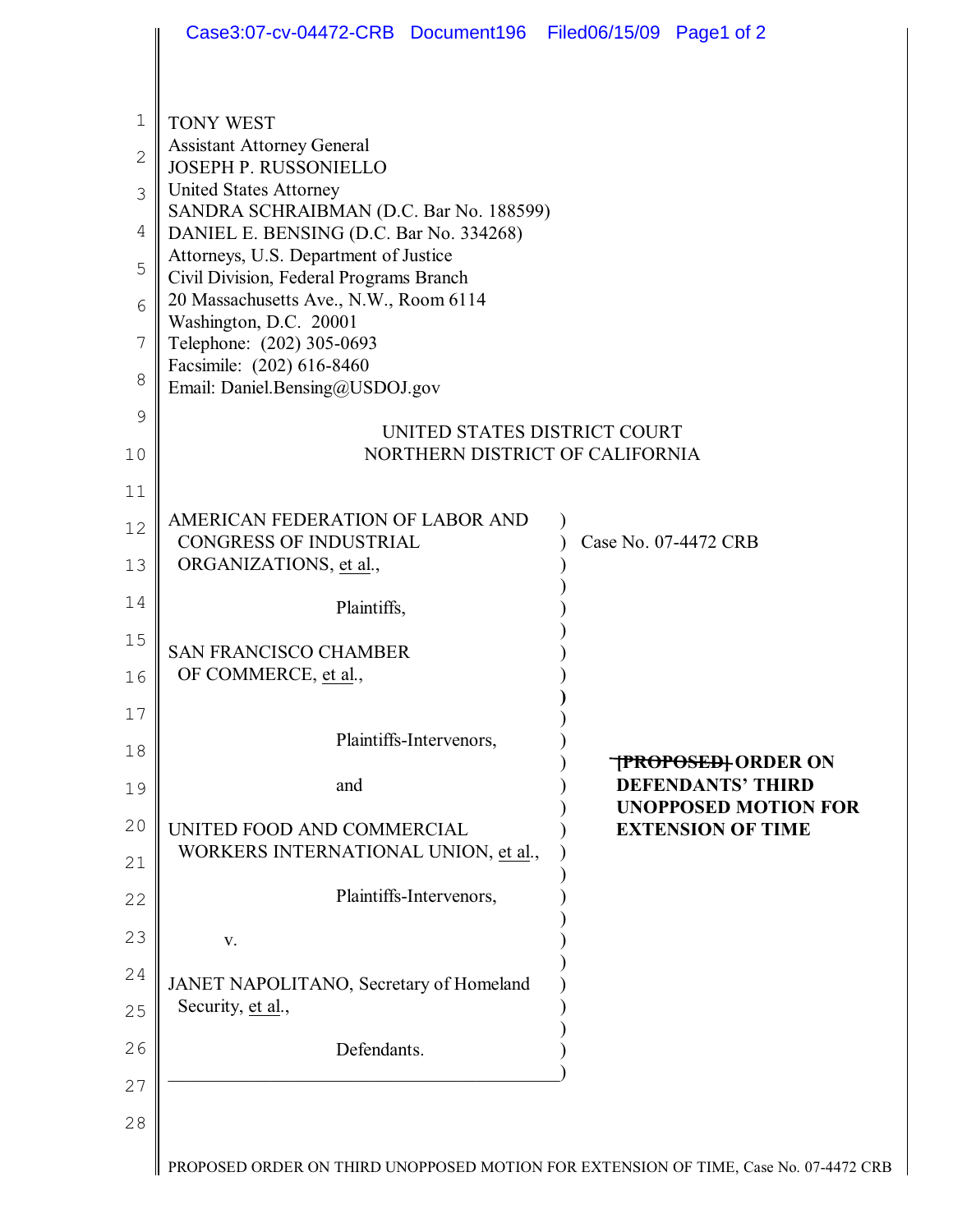TONY WEST
Assistant Attorney General
JOSEPH P. RUSSONIELLO
United States Attorney
SANDRA SCHRAIBMAN (D.C. Bar No. 188599)
DANIEL E. BENSING (D.C. Bar No. 334268)
Attorneys, U.S. Department of Justice
Civil Division, Federal Programs Branch
20 Massachusetts Ave., N.W., Room 6114
Washington, D.C. 20001
Telephone: (202) 305-0693
Facsimile: (202) 616-8460
Email: Daniel.Bensing@USDOJ.gov

UNITED STATES DISTRICT COURT
NORTHERN DISTRICT OF CALIFORNIA

AMERICAN FEDERATION OF LABOR AND CONGRESS OF INDUSTRIAL ORGANIZATIONS, et al.,

Plaintiffs,

SAN FRANCISCO CHAMBER OF COMMERCE, et al.,

Plaintiffs-Intervenors,

and

UNITED FOOD AND COMMERCIAL WORKERS INTERNATIONAL UNION, et al.,

Plaintiffs-Intervenors,

v.

JANET NAPOLITANO, Secretary of Homeland Security, et al.,

Defendants.

Case No. 07-4472 CRB

**~~[PROPOSED]~~ ORDER ON DEFENDANTS' THIRD UNOPPOSED MOTION FOR EXTENSION OF TIME**

PROPOSED ORDER ON THIRD UNOPPOSED MOTION FOR EXTENSION OF TIME, Case No. 07-4472 CRB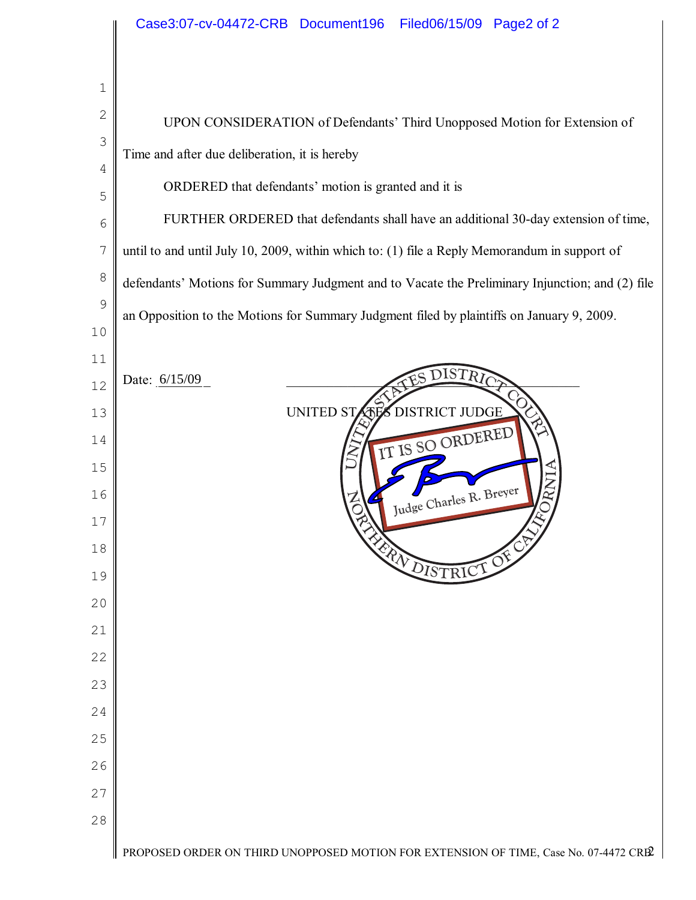UPON CONSIDERATION of Defendants' Third Unopposed Motion for Extension of Time and after due deliberation, it is hereby

ORDERED that defendants' motion is granted and it is

FURTHER ORDERED that defendants shall have an additional 30-day extension of time, until to and until July 10, 2009, within which to: (1) file a Reply Memorandum in support of defendants' Motions for Summary Judgment and to Vacate the Preliminary Injunction; and (2) file an Opposition to the Motions for Summary Judgment filed by plaintiffs on January 9, 2009.

Date: 6/15/09

UNITED STATES DISTRICT JUDGE

UNITED STATES DISTRICT COURT
NORTHERN DISTRICT OF CALIFORNIA
IT IS SO ORDERED
Judge Charles R. Breyer

PROPOSED ORDER ON THIRD UNOPPOSED MOTION FOR EXTENSION OF TIME, Case No. 07-4472 CRB